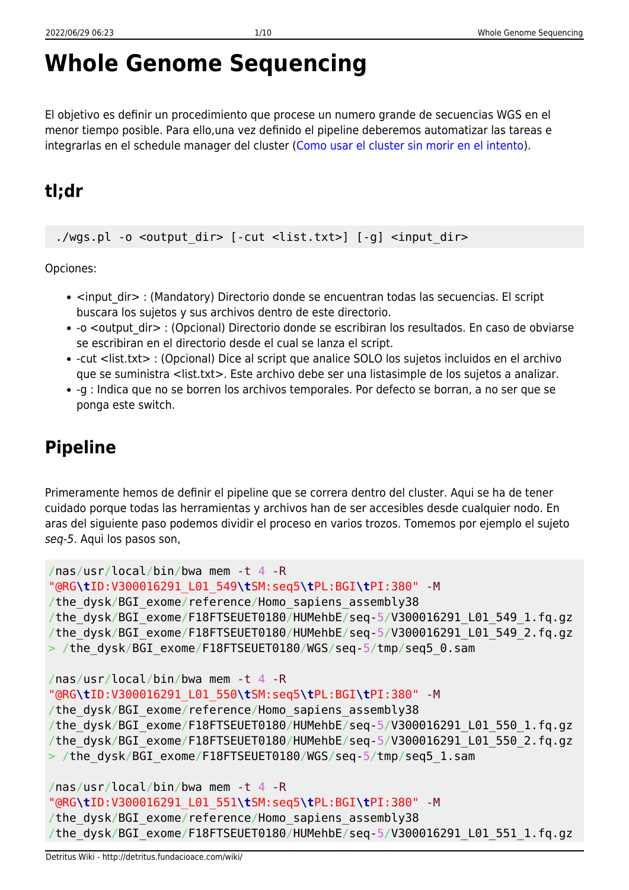# Whole Genome Sequencing

El objetivo es definir un procedimiento que procese un numero grande de secuencias WGS en el menor tiempo posible. Para ello,una vez definido el pipeline deberemos automatizar las tareas e integrarlas en el schedule manager del cluster (Como usar el cluster sin morir en el intento).

## tl;dr

```
./wgs.pl -o <output_dir> [-cut <list.txt>] [-g] <input_dir>
```

Opciones:

- <input_dir> : (Mandatory) Directorio donde se encuentran todas las secuencias. El script buscara los sujetos y sus archivos dentro de este directorio.
- -o <output_dir> : (Opcional) Directorio donde se escribiran los resultados. En caso de obviarse se escribiran en el directorio desde el cual se lanza el script.
- -cut <list.txt> : (Opcional) Dice al script que analice SOLO los sujetos incluidos en el archivo que se suministra <list.txt>. Este archivo debe ser una listasimple de los sujetos a analizar.
- -g : Indica que no se borren los archivos temporales. Por defecto se borran, a no ser que se ponga este switch.

## Pipeline

Primeramente hemos de definir el pipeline que se correra dentro del cluster. Aqui se ha de tener cuidado porque todas las herramientas y archivos han de ser accesibles desde cualquier nodo. En aras del siguiente paso podemos dividir el proceso en varios trozos. Tomemos por ejemplo el sujeto *seq-5*. Aqui los pasos son,

```
/nas/usr/local/bin/bwa mem -t 4 -R
"@RG\tID:V300016291_L01_549\tSM:seq5\tPL:BGI\tPI:380" -M
/the_dysk/BGI_exome/reference/Homo_sapiens_assembly38
/the_dysk/BGI_exome/F18FTSEUET0180/HUMehbE/seq-5/V300016291_L01_549_1.fq.gz
/the_dysk/BGI_exome/F18FTSEUET0180/HUMehbE/seq-5/V300016291_L01_549_2.fq.gz
> /the_dysk/BGI_exome/F18FTSEUET0180/WGS/seq-5/tmp/seq5_0.sam

/nas/usr/local/bin/bwa mem -t 4 -R
"@RG\tID:V300016291_L01_550\tSM:seq5\tPL:BGI\tPI:380" -M
/the_dysk/BGI_exome/reference/Homo_sapiens_assembly38
/the_dysk/BGI_exome/F18FTSEUET0180/HUMehbE/seq-5/V300016291_L01_550_1.fq.gz
/the_dysk/BGI_exome/F18FTSEUET0180/HUMehbE/seq-5/V300016291_L01_550_2.fq.gz
> /the_dysk/BGI_exome/F18FTSEUET0180/WGS/seq-5/tmp/seq5_1.sam

/nas/usr/local/bin/bwa mem -t 4 -R
"@RG\tID:V300016291_L01_551\tSM:seq5\tPL:BGI\tPI:380" -M
/the_dysk/BGI_exome/reference/Homo_sapiens_assembly38
/the_dysk/BGI_exome/F18FTSEUET0180/HUMehbE/seq-5/V300016291_L01_551_1.fq.gz
```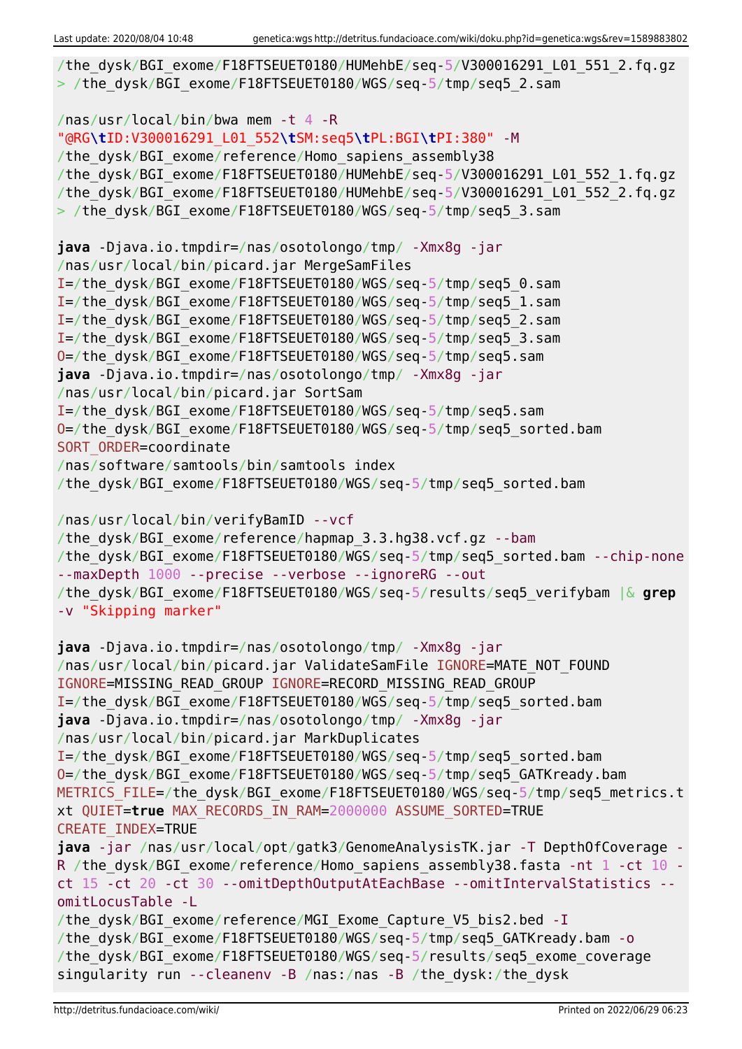```
/the_dysk/BGI_exome/F18FTSEUET0180/HUMehbE/seq-5/V300016291_L01_551_2.fq.gz
> /the_dysk/BGI_exome/F18FTSEUET0180/WGS/seq-5/tmp/seq5_2.sam

/nas/usr/local/bin/bwa mem -t 4 -R
"@RG\tID:V300016291_L01_552\tSM:seq5\tPL:BGI\tPI:380" -M
/the_dysk/BGI_exome/reference/Homo_sapiens_assembly38
/the_dysk/BGI_exome/F18FTSEUET0180/HUMehbE/seq-5/V300016291_L01_552_1.fq.gz
/the_dysk/BGI_exome/F18FTSEUET0180/HUMehbE/seq-5/V300016291_L01_552_2.fq.gz
> /the_dysk/BGI_exome/F18FTSEUET0180/WGS/seq-5/tmp/seq5_3.sam

java -Djava.io.tmpdir=/nas/osotolongo/tmp/ -Xmx8g -jar
/nas/usr/local/bin/picard.jar MergeSamFiles
I=/the_dysk/BGI_exome/F18FTSEUET0180/WGS/seq-5/tmp/seq5_0.sam
I=/the_dysk/BGI_exome/F18FTSEUET0180/WGS/seq-5/tmp/seq5_1.sam
I=/the_dysk/BGI_exome/F18FTSEUET0180/WGS/seq-5/tmp/seq5_2.sam
I=/the_dysk/BGI_exome/F18FTSEUET0180/WGS/seq-5/tmp/seq5_3.sam
O=/the_dysk/BGI_exome/F18FTSEUET0180/WGS/seq-5/tmp/seq5.sam
java -Djava.io.tmpdir=/nas/osotolongo/tmp/ -Xmx8g -jar
/nas/usr/local/bin/picard.jar SortSam
I=/the_dysk/BGI_exome/F18FTSEUET0180/WGS/seq-5/tmp/seq5.sam
O=/the_dysk/BGI_exome/F18FTSEUET0180/WGS/seq-5/tmp/seq5_sorted.bam
SORT_ORDER=coordinate
/nas/software/samtools/bin/samtools index
/the_dysk/BGI_exome/F18FTSEUET0180/WGS/seq-5/tmp/seq5_sorted.bam

/nas/usr/local/bin/verifyBamID --vcf
/the_dysk/BGI_exome/reference/hapmap_3.3.hg38.vcf.gz --bam
/the_dysk/BGI_exome/F18FTSEUET0180/WGS/seq-5/tmp/seq5_sorted.bam --chip-none
--maxDepth 1000 --precise --verbose --ignoreRG --out
/the_dysk/BGI_exome/F18FTSEUET0180/WGS/seq-5/results/seq5_verifybam |& grep
-v "Skipping marker"

java -Djava.io.tmpdir=/nas/osotolongo/tmp/ -Xmx8g -jar
/nas/usr/local/bin/picard.jar ValidateSamFile IGNORE=MATE_NOT_FOUND
IGNORE=MISSING_READ_GROUP IGNORE=RECORD_MISSING_READ_GROUP
I=/the_dysk/BGI_exome/F18FTSEUET0180/WGS/seq-5/tmp/seq5_sorted.bam
java -Djava.io.tmpdir=/nas/osotolongo/tmp/ -Xmx8g -jar
/nas/usr/local/bin/picard.jar MarkDuplicates
I=/the_dysk/BGI_exome/F18FTSEUET0180/WGS/seq-5/tmp/seq5_sorted.bam
O=/the_dysk/BGI_exome/F18FTSEUET0180/WGS/seq-5/tmp/seq5_GATKready.bam
METRICS_FILE=/the_dysk/BGI_exome/F18FTSEUET0180/WGS/seq-5/tmp/seq5_metrics.t
xt QUIET=true MAX_RECORDS_IN_RAM=2000000 ASSUME_SORTED=TRUE
CREATE_INDEX=TRUE
java -jar /nas/usr/local/opt/gatk3/GenomeAnalysisTK.jar -T DepthOfCoverage -
R /the_dysk/BGI_exome/reference/Homo_sapiens_assembly38.fasta -nt 1 -ct 10 -
ct 15 -ct 20 -ct 30 --omitDepthOutputAtEachBase --omitIntervalStatistics --
omitLocusTable -L
/the_dysk/BGI_exome/reference/MGI_Exome_Capture_V5_bis2.bed -I
/the_dysk/BGI_exome/F18FTSEUET0180/WGS/seq-5/tmp/seq5_GATKready.bam -o
/the_dysk/BGI_exome/F18FTSEUET0180/WGS/seq-5/results/seq5_exome_coverage
singularity run --cleanenv -B /nas:/nas -B /the_dysk:/the_dysk
```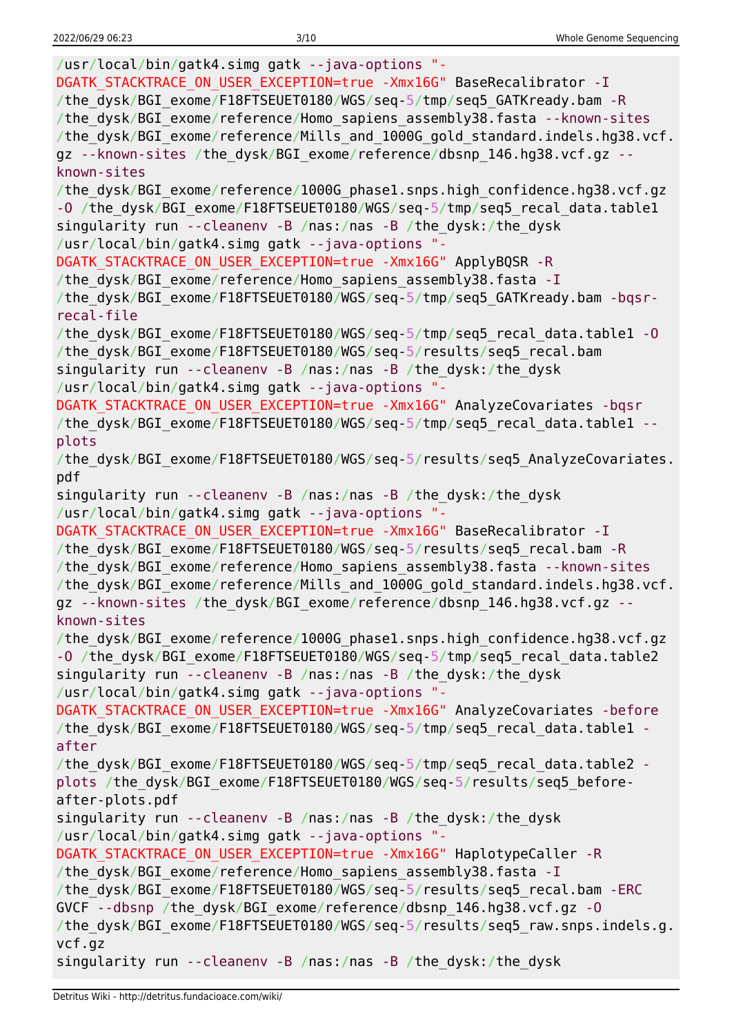```
/usr/local/bin/gatk4.simg gatk --java-options "-
DGATK_STACKTRACE_ON_USER_EXCEPTION=true -Xmx16G" BaseRecalibrator -I
/the_dysk/BGI_exome/F18FTSEUET0180/WGS/seq-5/tmp/seq5_GATKready.bam -R
/the_dysk/BGI_exome/reference/Homo_sapiens_assembly38.fasta --known-sites
/the_dysk/BGI_exome/reference/Mills_and_1000G_gold_standard.indels.hg38.vcf.
gz --known-sites /the_dysk/BGI_exome/reference/dbsnp_146.hg38.vcf.gz --
known-sites
/the_dysk/BGI_exome/reference/1000G_phase1.snps.high_confidence.hg38.vcf.gz
-O /the_dysk/BGI_exome/F18FTSEUET0180/WGS/seq-5/tmp/seq5_recal_data.table1
singularity run --cleanenv -B /nas:/nas -B /the_dysk:/the_dysk
/usr/local/bin/gatk4.simg gatk --java-options "-
DGATK_STACKTRACE_ON_USER_EXCEPTION=true -Xmx16G" ApplyBQSR -R
/the_dysk/BGI_exome/reference/Homo_sapiens_assembly38.fasta -I
/the_dysk/BGI_exome/F18FTSEUET0180/WGS/seq-5/tmp/seq5_GATKready.bam -bqsr-
recal-file
/the_dysk/BGI_exome/F18FTSEUET0180/WGS/seq-5/tmp/seq5_recal_data.table1 -O
/the_dysk/BGI_exome/F18FTSEUET0180/WGS/seq-5/results/seq5_recal.bam
singularity run --cleanenv -B /nas:/nas -B /the_dysk:/the_dysk
/usr/local/bin/gatk4.simg gatk --java-options "-
DGATK_STACKTRACE_ON_USER_EXCEPTION=true -Xmx16G" AnalyzeCovariates -bqsr
/the_dysk/BGI_exome/F18FTSEUET0180/WGS/seq-5/tmp/seq5_recal_data.table1 --
plots
/the_dysk/BGI_exome/F18FTSEUET0180/WGS/seq-5/results/seq5_AnalyzeCovariates.
pdf
singularity run --cleanenv -B /nas:/nas -B /the_dysk:/the_dysk
/usr/local/bin/gatk4.simg gatk --java-options "-
DGATK_STACKTRACE_ON_USER_EXCEPTION=true -Xmx16G" BaseRecalibrator -I
/the_dysk/BGI_exome/F18FTSEUET0180/WGS/seq-5/results/seq5_recal.bam -R
/the_dysk/BGI_exome/reference/Homo_sapiens_assembly38.fasta --known-sites
/the_dysk/BGI_exome/reference/Mills_and_1000G_gold_standard.indels.hg38.vcf.
gz --known-sites /the_dysk/BGI_exome/reference/dbsnp_146.hg38.vcf.gz --
known-sites
/the_dysk/BGI_exome/reference/1000G_phase1.snps.high_confidence.hg38.vcf.gz
-O /the_dysk/BGI_exome/F18FTSEUET0180/WGS/seq-5/tmp/seq5_recal_data.table2
singularity run --cleanenv -B /nas:/nas -B /the_dysk:/the_dysk
/usr/local/bin/gatk4.simg gatk --java-options "-
DGATK_STACKTRACE_ON_USER_EXCEPTION=true -Xmx16G" AnalyzeCovariates -before
/the_dysk/BGI_exome/F18FTSEUET0180/WGS/seq-5/tmp/seq5_recal_data.table1 -
after
/the_dysk/BGI_exome/F18FTSEUET0180/WGS/seq-5/tmp/seq5_recal_data.table2 -
plots /the_dysk/BGI_exome/F18FTSEUET0180/WGS/seq-5/results/seq5_before-
after-plots.pdf
singularity run --cleanenv -B /nas:/nas -B /the_dysk:/the_dysk
/usr/local/bin/gatk4.simg gatk --java-options "-
DGATK_STACKTRACE_ON_USER_EXCEPTION=true -Xmx16G" HaplotypeCaller -R
/the_dysk/BGI_exome/reference/Homo_sapiens_assembly38.fasta -I
/the_dysk/BGI_exome/F18FTSEUET0180/WGS/seq-5/results/seq5_recal.bam -ERC
GVCF --dbsnp /the_dysk/BGI_exome/reference/dbsnp_146.hg38.vcf.gz -O
/the_dysk/BGI_exome/F18FTSEUET0180/WGS/seq-5/results/seq5_raw.snps.indels.g.
vcf.gz
singularity run --cleanenv -B /nas:/nas -B /the_dysk:/the_dysk
```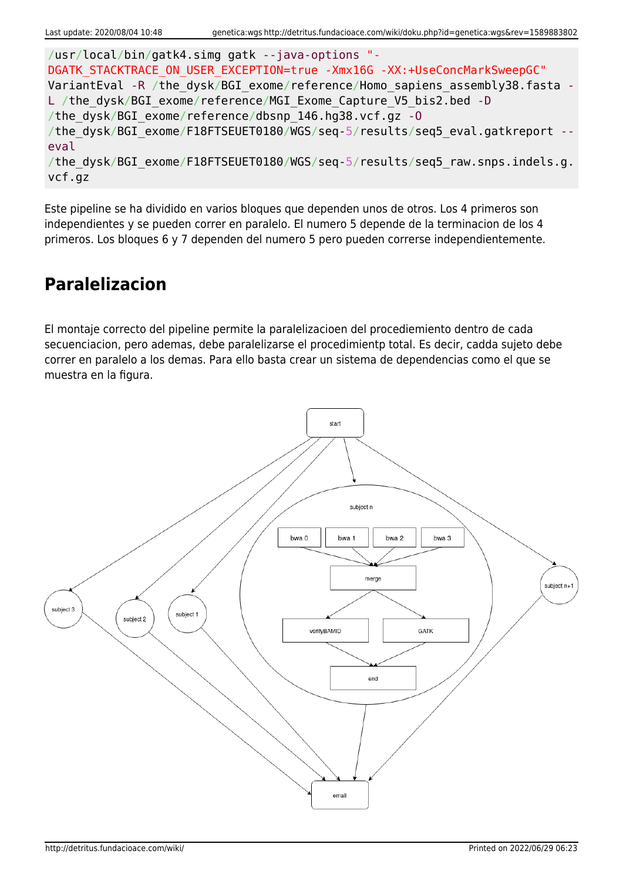```
/usr/local/bin/gatk4.simg gatk --java-options "-DGATK_STACKTRACE_ON_USER_EXCEPTION=true -Xmx16G -XX:+UseConcMarkSweepGC" VariantEval -R /the_dysk/BGI_exome/reference/Homo_sapiens_assembly38.fasta -L /the_dysk/BGI_exome/reference/MGI_Exome_Capture_V5_bis2.bed -D /the_dysk/BGI_exome/reference/dbsnp_146.hg38.vcf.gz -O /the_dysk/BGI_exome/F18FTSEUET0180/WGS/seq-5/results/seq5_eval.gatkreport --eval /the_dysk/BGI_exome/F18FTSEUET0180/WGS/seq-5/results/seq5_raw.snps.indels.g.vcf.gz
```

Este pipeline se ha dividido en varios bloques que dependen unos de otros. Los 4 primeros son independientes y se pueden correr en paralelo. El numero 5 depende de la terminacion de los 4 primeros. Los bloques 6 y 7 dependen del numero 5 pero pueden correrse independientemente.

## Paralelizacion

El montaje correcto del pipeline permite la paralelizacioen del procediemiento dentro de cada secuenciacion, pero ademas, debe paralelizarse el procedimientp total. Es decir, cadda sujeto debe correr en paralelo a los demas. Para ello basta crear un sistema de dependencias como el que se muestra en la figura.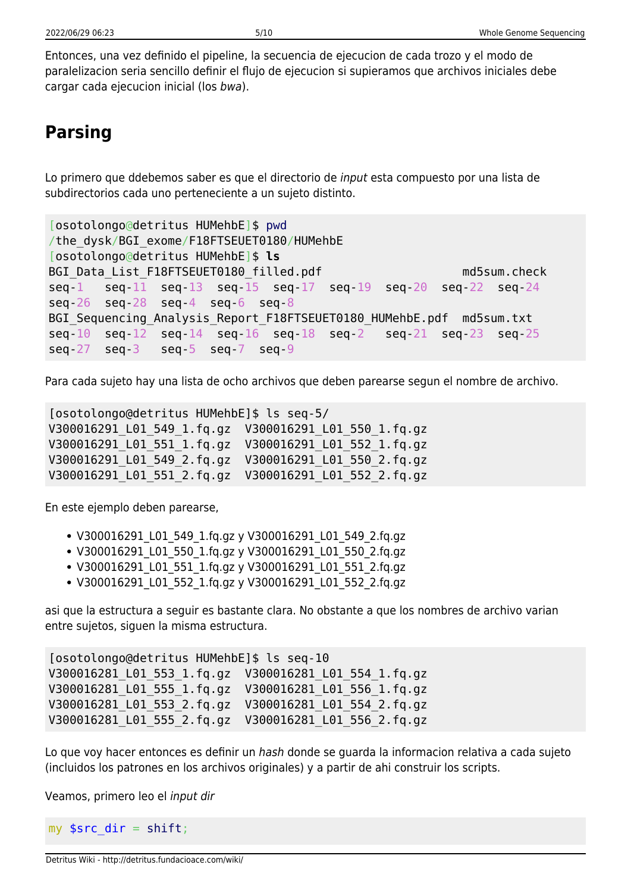Entonces, una vez definido el pipeline, la secuencia de ejecucion de cada trozo y el modo de paralelizacion seria sencillo definir el flujo de ejecucion si supieramos que archivos iniciales debe cargar cada ejecucion inicial (los *bwa*).

## Parsing

Lo primero que ddebemos saber es que el directorio de *input* esta compuesto por una lista de subdirectorios cada uno perteneciente a un sujeto distinto.

```
[osotolongo@detritus HUMehbE]$ pwd
/the_dysk/BGI_exome/F18FTSEUET0180/HUMehbE
[osotolongo@detritus HUMehbE]$ ls
BGI_Data_List_F18FTSEUET0180_filled.pdf                    md5sum.check
seq-1   seq-11  seq-13  seq-15  seq-17  seq-19  seq-20  seq-22  seq-24
seq-26  seq-28  seq-4  seq-6  seq-8
BGI_Sequencing_Analysis_Report_F18FTSEUET0180_HUMehbE.pdf  md5sum.txt
seq-10  seq-12  seq-14  seq-16  seq-18  seq-2   seq-21  seq-23  seq-25
seq-27  seq-3   seq-5  seq-7  seq-9
```

Para cada sujeto hay una lista de ocho archivos que deben parearse segun el nombre de archivo.

```
[osotolongo@detritus HUMehbE]$ ls seq-5/
V300016291_L01_549_1.fq.gz  V300016291_L01_550_1.fq.gz
V300016291_L01_551_1.fq.gz  V300016291_L01_552_1.fq.gz
V300016291_L01_549_2.fq.gz  V300016291_L01_550_2.fq.gz
V300016291_L01_551_2.fq.gz  V300016291_L01_552_2.fq.gz
```

En este ejemplo deben parearse,

- V300016291_L01_549_1.fq.gz y V300016291_L01_549_2.fq.gz
- V300016291_L01_550_1.fq.gz y V300016291_L01_550_2.fq.gz
- V300016291_L01_551_1.fq.gz y V300016291_L01_551_2.fq.gz
- V300016291_L01_552_1.fq.gz y V300016291_L01_552_2.fq.gz

asi que la estructura a seguir es bastante clara. No obstante a que los nombres de archivo varian entre sujetos, siguen la misma estructura.

```
[osotolongo@detritus HUMehbE]$ ls seq-10
V300016281_L01_553_1.fq.gz  V300016281_L01_554_1.fq.gz
V300016281_L01_555_1.fq.gz  V300016281_L01_556_1.fq.gz
V300016281_L01_553_2.fq.gz  V300016281_L01_554_2.fq.gz
V300016281_L01_555_2.fq.gz  V300016281_L01_556_2.fq.gz
```

Lo que voy hacer entonces es definir un *hash* donde se guarda la informacion relativa a cada sujeto (incluidos los patrones en los archivos originales) y a partir de ahi construir los scripts.

Veamos, primero leo el *input dir*

```
my $src_dir = shift;
```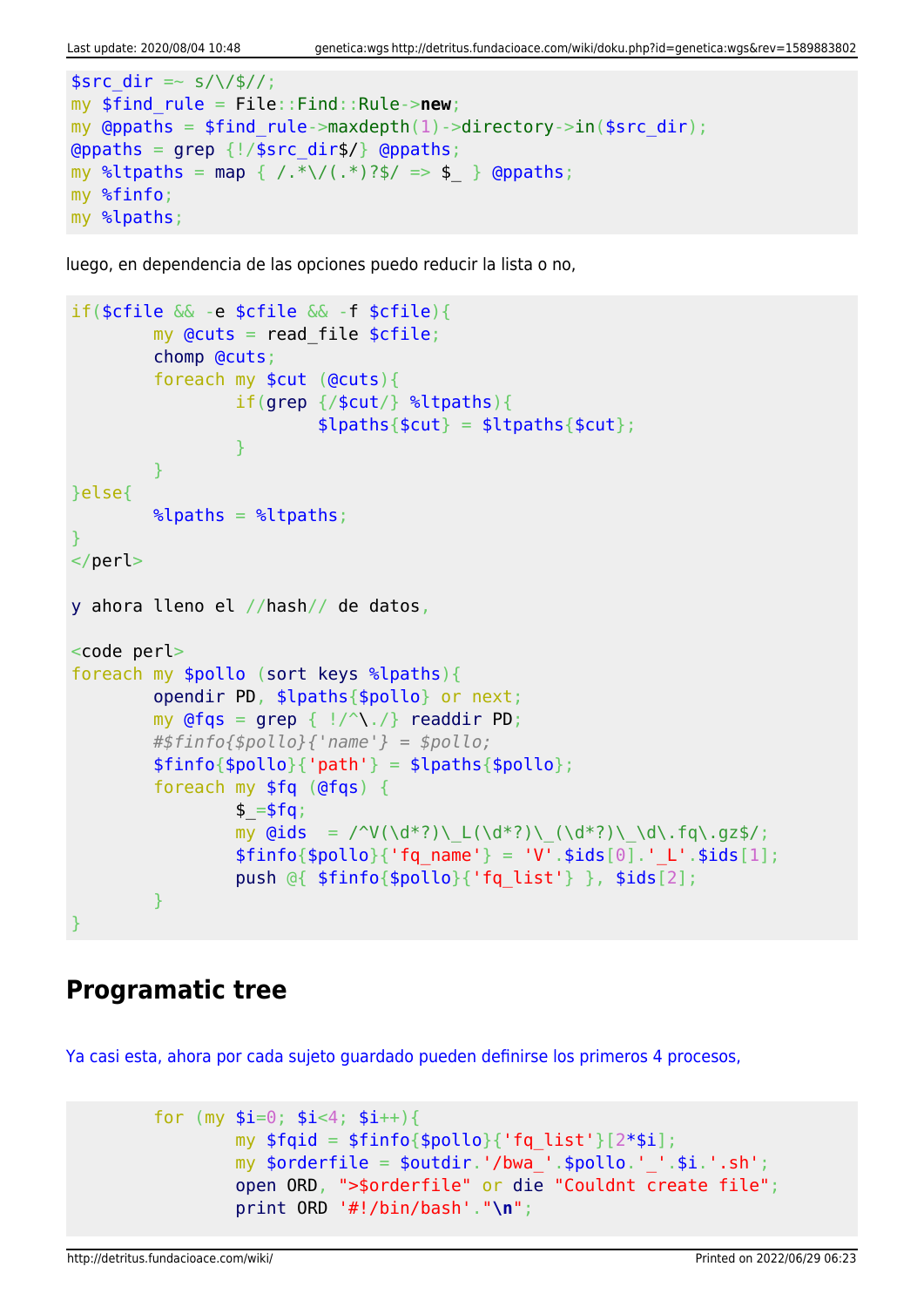```perl
$src_dir =~ s/\/$//;
my $find_rule = File::Find::Rule->new;
my @ppaths = $find_rule->maxdepth(1)->directory->in($src_dir);
@ppaths = grep {!/$src_dir$/} @ppaths;
my %ltpaths = map { /.*\/(.*)?$/ => $_ } @ppaths;
my %finfo;
my %lpaths;
```

luego, en dependencia de las opciones puedo reducir la lista o no,

```perl
if($cfile && -e $cfile && -f $cfile){
        my @cuts = read_file $cfile;
        chomp @cuts;
        foreach my $cut (@cuts){
                if(grep {/$cut/} %ltpaths){
                        $lpaths{$cut} = $ltpaths{$cut};
                }
        }
}else{
        %lpaths = %ltpaths;
}
</perl>

y ahora lleno el //hash// de datos,

<code perl>
foreach my $pollo (sort keys %lpaths){
        opendir PD, $lpaths{$pollo} or next;
        my @fqs = grep { !/^\./} readdir PD;
        #$finfo{$pollo}{'name'} = $pollo;
        $finfo{$pollo}{'path'} = $lpaths{$pollo};
        foreach my $fq (@fqs) {
                $_=$fq;
                my @ids  = /^V(\d*?)\_L(\d*?)\_(\d*?)\_\d\.fq\.gz$/;
                $finfo{$pollo}{'fq_name'} = 'V'.$ids[0].'_L'.$ids[1];
                push @{ $finfo{$pollo}{'fq_list'} }, $ids[2];
        }
}
```

## Programatic tree

Ya casi esta, ahora por cada sujeto guardado pueden definirse los primeros 4 procesos,

```perl
        for (my $i=0; $i<4; $i++){
                my $fqid = $finfo{$pollo}{'fq_list'}[2*$i];
                my $orderfile = $outdir.'/bwa_'.$pollo.'_'.$i.'.sh';
                open ORD, ">$orderfile" or die "Couldnt create file";
                print ORD '#!/bin/bash'."\n";
```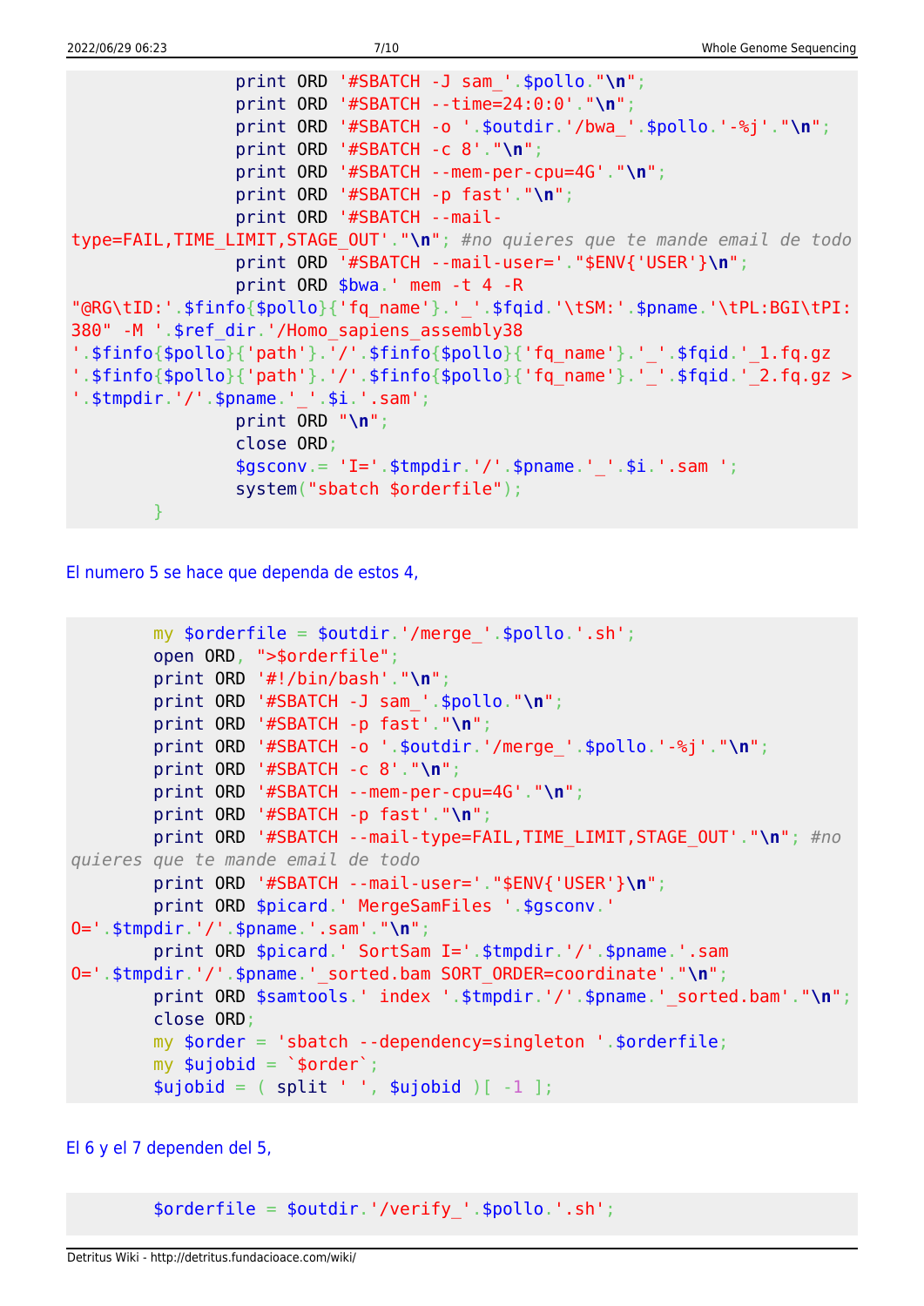```
                print ORD '#SBATCH -J sam_'.$pollo."\n";
                print ORD '#SBATCH --time=24:0:0'."\n";
                print ORD '#SBATCH -o '.$outdir.'/bwa_'.$pollo.'-%j'."\n";
                print ORD '#SBATCH -c 8'."\n";
                print ORD '#SBATCH --mem-per-cpu=4G'."\n";
                print ORD '#SBATCH -p fast'."\n";
                print ORD '#SBATCH --mail-type=FAIL,TIME_LIMIT,STAGE_OUT'."\n"; #no quieres que te mande email de todo
                print ORD '#SBATCH --mail-user='."$ENV{'USER'}\n";
                print ORD $bwa.' mem -t 4 -R "@RG\tID:'.$finfo{$pollo}{'fq_name'}.'_'.$fqid.'\tSM:'.$pname.'\tPL:BGI\tPI:380" -M '.$ref_dir.'/Homo_sapiens_assembly38 '.$finfo{$pollo}{'path'}.'/'.$finfo{$pollo}{'fq_name'}.'_'.$fqid.'_1.fq.gz '.$finfo{$pollo}{'path'}.'/'.$finfo{$pollo}{'fq_name'}.'_'.$fqid.'_2.fq.gz > '.$tmpdir.'/'.$pname.'_'.$i.'.sam';
                print ORD "\n";
                close ORD;
                $gsconv.= 'I='.$tmpdir.'/'.$pname.'_'.$i.'.sam ';
                system("sbatch $orderfile");
        }
```

El numero 5 se hace que dependa de estos 4,

```
        my $orderfile = $outdir.'/merge_'.$pollo.'.sh';
        open ORD, ">$orderfile";
        print ORD '#!/bin/bash'."\n";
        print ORD '#SBATCH -J sam_'.$pollo."\n";
        print ORD '#SBATCH -p fast'."\n";
        print ORD '#SBATCH -o '.$outdir.'/merge_'.$pollo.'-%j'."\n";
        print ORD '#SBATCH -c 8'."\n";
        print ORD '#SBATCH --mem-per-cpu=4G'."\n";
        print ORD '#SBATCH -p fast'."\n";
        print ORD '#SBATCH --mail-type=FAIL,TIME_LIMIT,STAGE_OUT'."\n"; #no quieres que te mande email de todo
        print ORD '#SBATCH --mail-user='."$ENV{'USER'}\n";
        print ORD $picard.' MergeSamFiles '.$gsconv.' O='.$tmpdir.'/'.$pname.'.sam'."\n";
        print ORD $picard.' SortSam I='.$tmpdir.'/'.$pname.'.sam O='.$tmpdir.'/'.$pname.'_sorted.bam SORT_ORDER=coordinate'."\n";
        print ORD $samtools.' index '.$tmpdir.'/'.$pname.'_sorted.bam'."\n";
        close ORD;
        my $order = 'sbatch --dependency=singleton '.$orderfile;
        my $ujobid = `$order`;
        $ujobid = ( split ' ', $ujobid )[ -1 ];
```

El 6 y el 7 dependen del 5,

```
        $orderfile = $outdir.'/verify_'.$pollo.'.sh';
```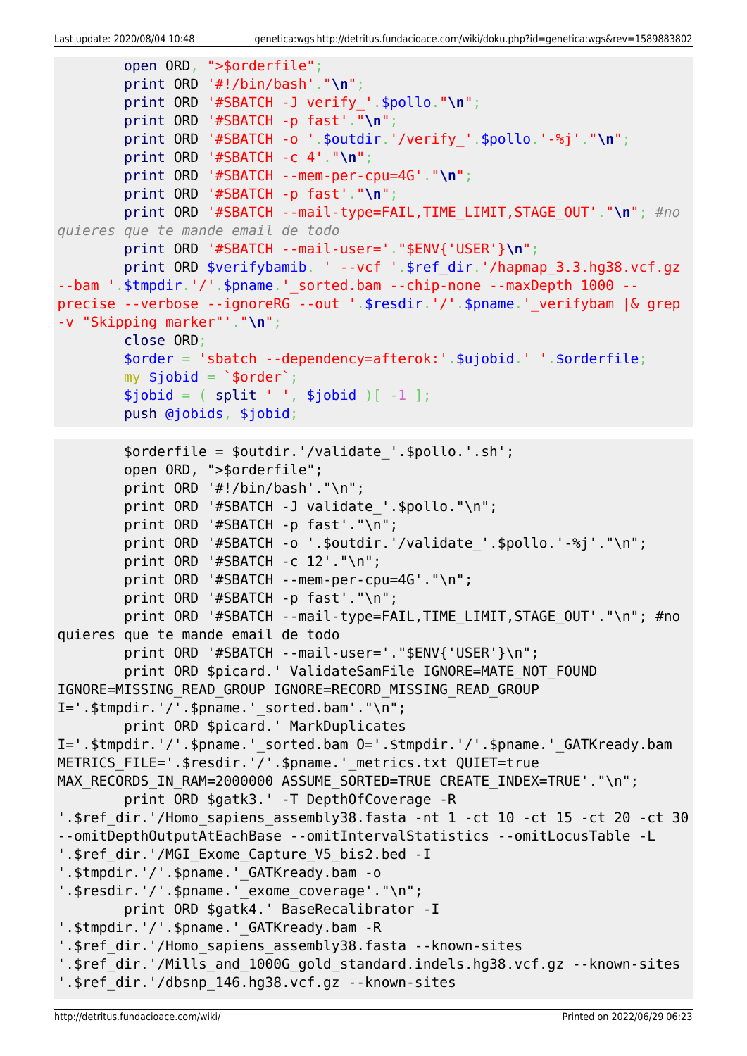```
        open ORD, ">$orderfile";
        print ORD '#!/bin/bash'."\n";
        print ORD '#SBATCH -J verify_'.$pollo."\n";
        print ORD '#SBATCH -p fast'."\n";
        print ORD '#SBATCH -o '.$outdir.'/verify_'.$pollo.'-%j'."\n";
        print ORD '#SBATCH -c 4'."\n";
        print ORD '#SBATCH --mem-per-cpu=4G'."\n";
        print ORD '#SBATCH -p fast'."\n";
        print ORD '#SBATCH --mail-type=FAIL,TIME_LIMIT,STAGE_OUT'."\n"; #no
quieres que te mande email de todo
        print ORD '#SBATCH --mail-user='."$ENV{'USER'}\n";
        print ORD $verifybamib. ' --vcf '.$ref_dir.'/hapmap_3.3.hg38.vcf.gz
--bam '.$tmpdir.'/'.$pname.'_sorted.bam --chip-none --maxDepth 1000 --
precise --verbose --ignoreRG --out '.$resdir.'/'.$pname.'_verifybam |& grep
-v "Skipping marker"'."\n";
        close ORD;
        $order = 'sbatch --dependency=afterok:'.$ujobid.' '.$orderfile;
        my $jobid = `$order`;
        $jobid = ( split ' ', $jobid )[ -1 ];
        push @jobids, $jobid;
```

```
        $orderfile = $outdir.'/validate_'.$pollo.'.sh';
        open ORD, ">$orderfile";
        print ORD '#!/bin/bash'."\n";
        print ORD '#SBATCH -J validate_'.$pollo."\n";
        print ORD '#SBATCH -p fast'."\n";
        print ORD '#SBATCH -o '.$outdir.'/validate_'.$pollo.'-%j'."\n";
        print ORD '#SBATCH -c 12'."\n";
        print ORD '#SBATCH --mem-per-cpu=4G'."\n";
        print ORD '#SBATCH -p fast'."\n";
        print ORD '#SBATCH --mail-type=FAIL,TIME_LIMIT,STAGE_OUT'."\n"; #no
quieres que te mande email de todo
        print ORD '#SBATCH --mail-user='."$ENV{'USER'}\n";
        print ORD $picard.' ValidateSamFile IGNORE=MATE_NOT_FOUND
IGNORE=MISSING_READ_GROUP IGNORE=RECORD_MISSING_READ_GROUP
I='.$tmpdir.'/'.$pname.'_sorted.bam'."\n";
        print ORD $picard.' MarkDuplicates
I='.$tmpdir.'/'.$pname.'_sorted.bam O='.$tmpdir.'/'.$pname.'_GATKready.bam
METRICS_FILE='.$resdir.'/'.$pname.'_metrics.txt QUIET=true
MAX_RECORDS_IN_RAM=2000000 ASSUME_SORTED=TRUE CREATE_INDEX=TRUE'."\n";
        print ORD $gatk3.' -T DepthOfCoverage -R
'.$ref_dir.'/Homo_sapiens_assembly38.fasta -nt 1 -ct 10 -ct 15 -ct 20 -ct 30
--omitDepthOutputAtEachBase --omitIntervalStatistics --omitLocusTable -L
'.$ref_dir.'/MGI_Exome_Capture_V5_bis2.bed -I
'.$tmpdir.'/'.$pname.'_GATKready.bam -o
'.$resdir.'/'.$pname.'_exome_coverage'."\n";
        print ORD $gatk4.' BaseRecalibrator -I
'.$tmpdir.'/'.$pname.'_GATKready.bam -R
'.$ref_dir.'/Homo_sapiens_assembly38.fasta --known-sites
'.$ref_dir.'/Mills_and_1000G_gold_standard.indels.hg38.vcf.gz --known-sites
'.$ref_dir.'/dbsnp_146.hg38.vcf.gz --known-sites
```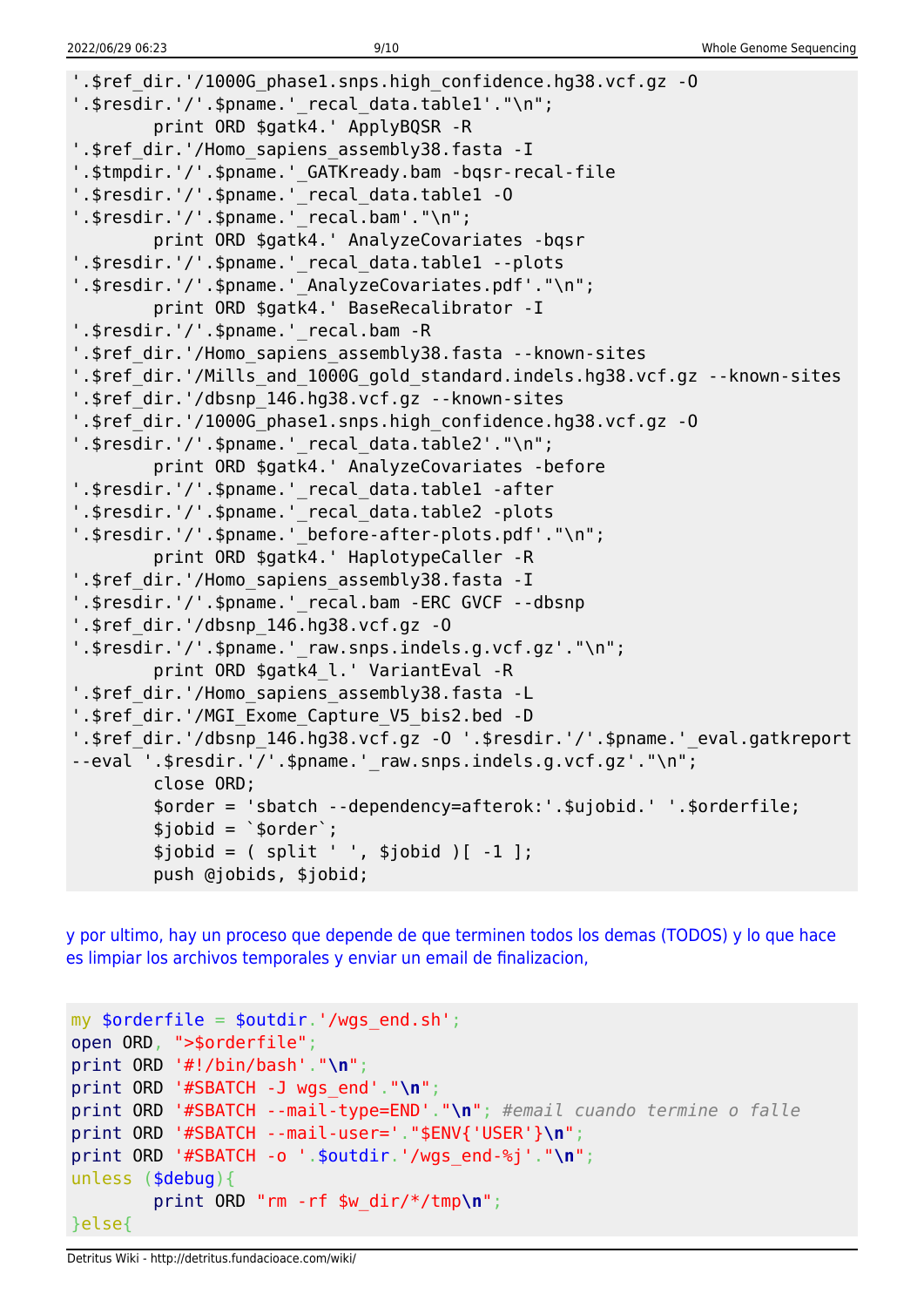```
'.$ref_dir.'/1000G_phase1.snps.high_confidence.hg38.vcf.gz -O
'.$resdir.'/'.$pname.'_recal_data.table1'."\n";
        print ORD $gatk4.' ApplyBQSR -R
'.$ref_dir.'/Homo_sapiens_assembly38.fasta -I
'.$tmpdir.'/'.$pname.'_GATKready.bam -bqsr-recal-file
'.$resdir.'/'.$pname.'_recal_data.table1 -O
'.$resdir.'/'.$pname.'_recal.bam'."\n";
        print ORD $gatk4.' AnalyzeCovariates -bqsr
'.$resdir.'/'.$pname.'_recal_data.table1 --plots
'.$resdir.'/'.$pname.'_AnalyzeCovariates.pdf'."\n";
        print ORD $gatk4.' BaseRecalibrator -I
'.$resdir.'/'.$pname.'_recal.bam -R
'.$ref_dir.'/Homo_sapiens_assembly38.fasta --known-sites
'.$ref_dir.'/Mills_and_1000G_gold_standard.indels.hg38.vcf.gz --known-sites
'.$ref_dir.'/dbsnp_146.hg38.vcf.gz --known-sites
'.$ref_dir.'/1000G_phase1.snps.high_confidence.hg38.vcf.gz -O
'.$resdir.'/'.$pname.'_recal_data.table2'."\n";
        print ORD $gatk4.' AnalyzeCovariates -before
'.$resdir.'/'.$pname.'_recal_data.table1 -after
'.$resdir.'/'.$pname.'_recal_data.table2 -plots
'.$resdir.'/'.$pname.'_before-after-plots.pdf'."\n";
        print ORD $gatk4.' HaplotypeCaller -R
'.$ref_dir.'/Homo_sapiens_assembly38.fasta -I
'.$resdir.'/'.$pname.'_recal.bam -ERC GVCF --dbsnp
'.$ref_dir.'/dbsnp_146.hg38.vcf.gz -O
'.$resdir.'/'.$pname.'_raw.snps.indels.g.vcf.gz'."\n";
        print ORD $gatk4_l.' VariantEval -R
'.$ref_dir.'/Homo_sapiens_assembly38.fasta -L
'.$ref_dir.'/MGI_Exome_Capture_V5_bis2.bed -D
'.$ref_dir.'/dbsnp_146.hg38.vcf.gz -O '.$resdir.'/'.$pname.'_eval.gatkreport
--eval '.$resdir.'/'.$pname.'_raw.snps.indels.g.vcf.gz'."\n";
        close ORD;
        $order = 'sbatch --dependency=afterok:'.$ujobid.' '.$orderfile;
        $jobid = `$order`;
        $jobid = ( split ' ', $jobid )[ -1 ];
        push @jobids, $jobid;
```

y por ultimo, hay un proceso que depende de que terminen todos los demas (TODOS) y lo que hace es limpiar los archivos temporales y enviar un email de finalizacion,

```
my $orderfile = $outdir.'/wgs_end.sh';
open ORD, ">$orderfile";
print ORD '#!/bin/bash'."\n";
print ORD '#SBATCH -J wgs_end'."\n";
print ORD '#SBATCH --mail-type=END'."\n"; #email cuando termine o falle
print ORD '#SBATCH --mail-user='."$ENV{'USER'}\n";
print ORD '#SBATCH -o '.$outdir.'/wgs_end-%j'."\n";
unless ($debug){
        print ORD "rm -rf $w_dir/*/tmp\n";
}else{
```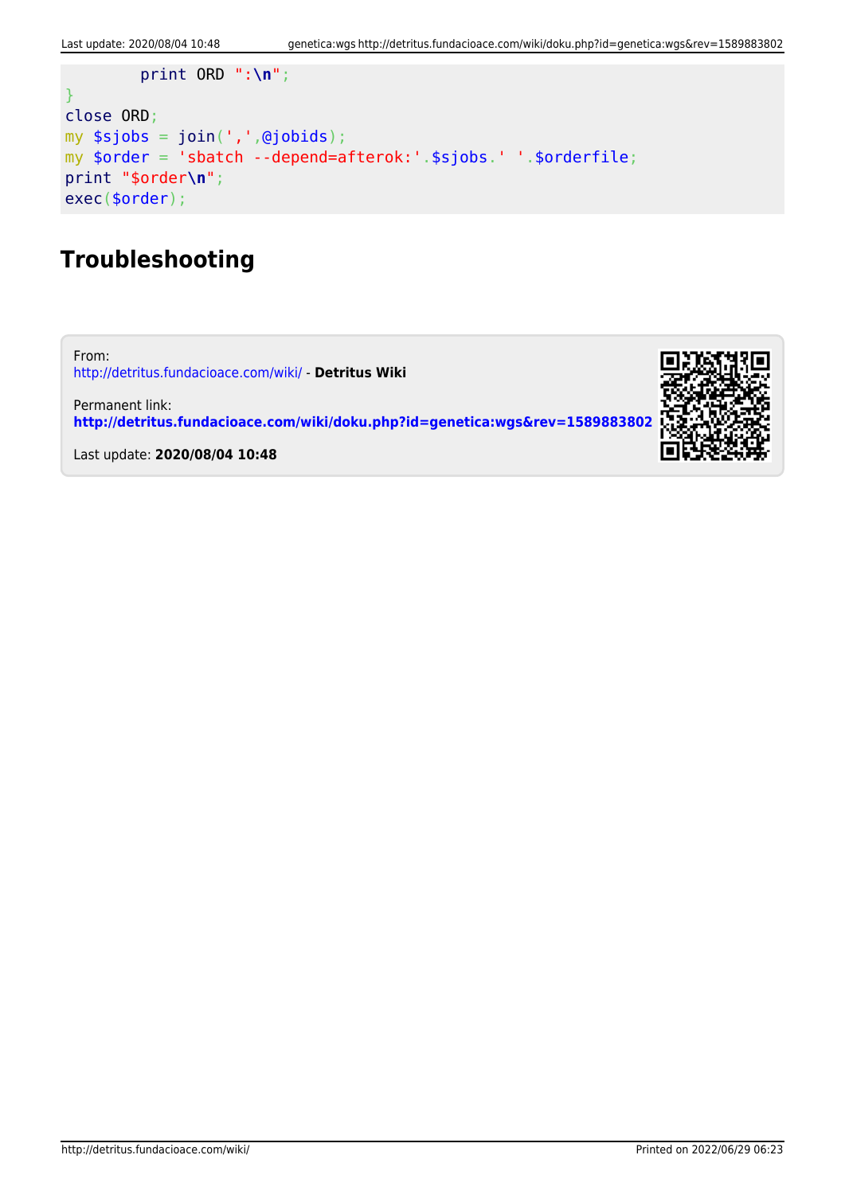```
        print ORD ":\n";
}
close ORD;
my $sjobs = join(',',@jobids);
my $order = 'sbatch --depend=afterok:'.$sjobs.' '.$orderfile;
print "$order\n";
exec($order);
```

## Troubleshooting

From:
http://detritus.fundacioace.com/wiki/ - **Detritus Wiki**

Permanent link:
**http://detritus.fundacioace.com/wiki/doku.php?id=genetica:wgs&rev=1589883802**

Last update: **2020/08/04 10:48**